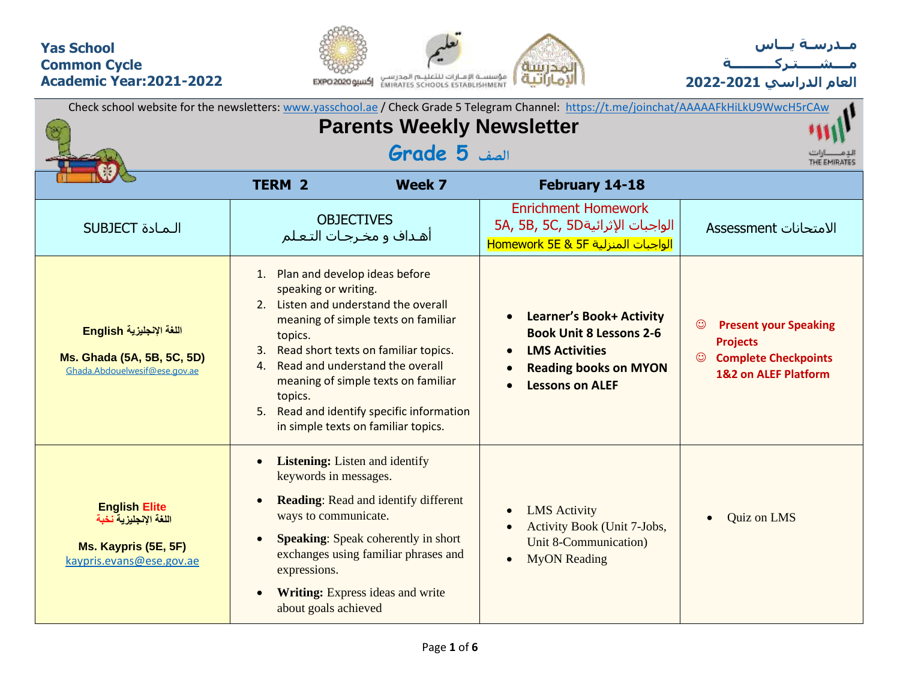**Yas School**
**Common Cycle**
**Academic Year:2021-2022**

**مـدرسـة يــاس**
**مـــشـــــتـركـــــــة**
**العام الدراسي 2021-2022**

Check school website for the newsletters: www.yasschool.ae / Check Grade 5 Telegram Channel: https://t.me/joinchat/AAAAAFkHiLkU9WwcH5rCAw

# Parents Weekly Newsletter

## Grade 5 الصف

| | **TERM 2** | **Week 7** | **February 14-18** |
|---|---|---|---|
| SUBJECT الـمـادة | OBJECTIVES<br>أهـداف و مخـرجـات التـعـلـم | Enrichment Homework<br>5A, 5B, 5C, 5D الواجبات الإثرائية<br>Homework 5E & 5F الواجبات المنزلية | Assessment الامتحانات |
| **English اللغة الإنجليزية**<br><br>**Ms. Ghada (5A, 5B, 5C, 5D)**<br>Ghada.Abdouelwesif@ese.gov.ae | 1. Plan and develop ideas before speaking or writing.<br>2. Listen and understand the overall meaning of simple texts on familiar topics.<br>3. Read short texts on familiar topics.<br>4. Read and understand the overall meaning of simple texts on familiar topics.<br>5. Read and identify specific information in simple texts on familiar topics. | • **Learner's Book+ Activity Book Unit 8 Lessons 2-6**<br>• **LMS Activities**<br>• **Reading books on MYON**<br>• **Lessons on ALEF** | ☺ **Present your Speaking Projects**<br>☺ **Complete Checkpoints 1&2 on ALEF Platform** |
| **English Elite**<br>**اللغة الإنجليزية نخبة**<br><br>**Ms. Kaypris (5E, 5F)**<br>kaypris.evans@ese.gov.ae | • **Listening:** Listen and identify keywords in messages.<br>• **Reading**: Read and identify different ways to communicate.<br>• **Speaking**: Speak coherently in short exchanges using familiar phrases and expressions.<br>• **Writing:** Express ideas and write about goals achieved | • LMS Activity<br>• Activity Book (Unit 7-Jobs, Unit 8-Communication)<br>• MyON Reading | • Quiz on LMS |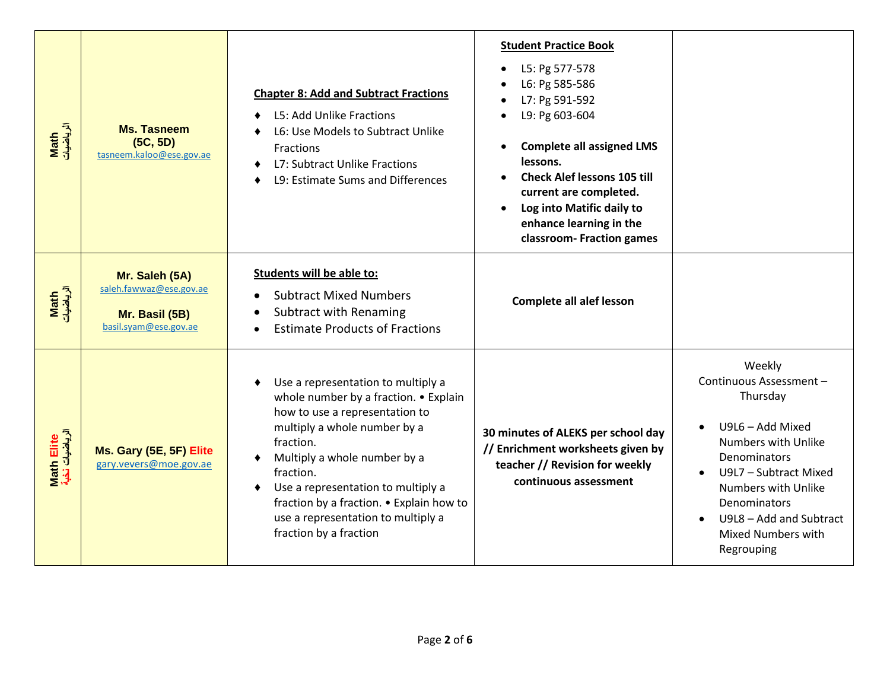| | | | | |
|---|---|---|---|---|
| **Math** الرياضيات | **Ms. Tasneem (5C, 5D)** tasneem.kaloo@ese.gov.ae | **Chapter 8: Add and Subtract Fractions**<br>♦ L5: Add Unlike Fractions<br>♦ L6: Use Models to Subtract Unlike Fractions<br>♦ L7: Subtract Unlike Fractions<br>♦ L9: Estimate Sums and Differences | **Student Practice Book**<br>• L5: Pg 577-578<br>• L6: Pg 585-586<br>• L7: Pg 591-592<br>• L9: Pg 603-604<br>• **Complete all assigned LMS lessons.**<br>• **Check Alef lessons 105 till current are completed.**<br>• **Log into Matific daily to enhance learning in the classroom- Fraction games** | |
| **Math** الرياضيات | **Mr. Saleh (5A)** saleh.fawwaz@ese.gov.ae<br>**Mr. Basil (5B)** basil.syam@ese.gov.ae | **Students will be able to:**<br>• Subtract Mixed Numbers<br>• Subtract with Renaming<br>• Estimate Products of Fractions | **Complete all alef lesson** | |
| **Math Elite** الرياضيات نخبة | **Ms. Gary (5E, 5F) Elite** gary.vevers@moe.gov.ae | ♦ Use a representation to multiply a whole number by a fraction. • Explain how to use a representation to multiply a whole number by a fraction.<br>♦ Multiply a whole number by a fraction.<br>♦ Use a representation to multiply a fraction by a fraction. • Explain how to use a representation to multiply a fraction by a fraction | **30 minutes of ALEKS per school day // Enrichment worksheets given by teacher // Revision for weekly continuous assessment** | Weekly Continuous Assessment – Thursday<br>• U9L6 – Add Mixed Numbers with Unlike Denominators<br>• U9L7 – Subtract Mixed Numbers with Unlike Denominators<br>• U9L8 – Add and Subtract Mixed Numbers with Regrouping |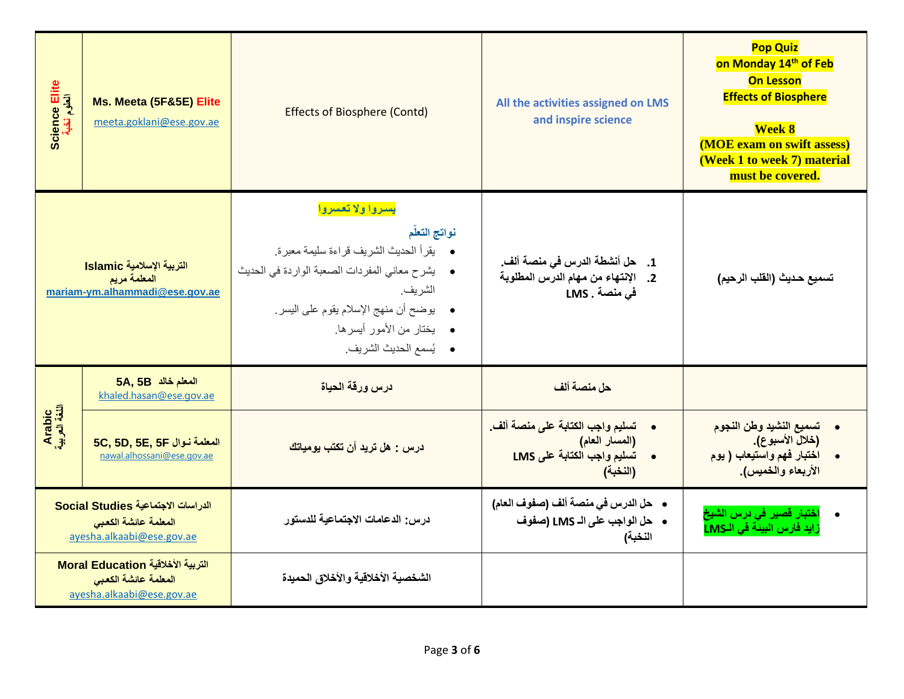| Subject | Teacher | Lesson | Activities | Notes |
|---|---|---|---|---|
| Science Elite العلوم نخبة | **Ms. Meeta (5F&5E) Elite** meeta.goklani@ese.gov.ae | Effects of Biosphere (Contd) | **All the activities assigned on LMS and inspire science** | **Pop Quiz on Monday 14th of Feb On Lesson Effects of Biosphere** **Week 8 (MOE exam on swift assess) (Week 1 to week 7) material must be covered.** |
| **Islamic التربية الإسلامية** **المعلمة مريم** **mariam-ym.alhammadi@ese.gov.ae** | | **يسروا ولا تعسروا** **نواتج التعلّم** • يقرأ الحديث الشريف قراءة سليمة معبرة. • يشرح معاني المفردات الصعبة الواردة في الحديث الشريف. • يوضح أن منهج الإسلام يقوم على اليسر. • يختار من الأمور أيسرها. • يُسمع الحديث الشريف. | **1. حل أنشطة الدرس في منصة ألف.** **2. الإنتهاء من مهام الدرس المطلوبة في منصة LMS .** | **تسميع حديث (القلب الرحيم)** |
| Arabic اللغة العربية | **المعلم خالد 5A, 5B** khaled.hasan@ese.gov.ae | **درس ورقة الحياة** | **حل منصة ألف** | |
| | **المعلمة نوال 5C, 5D, 5E, 5F** nawal.alhossani@ese.gov.ae | **درس : هل تريد أن تكتب يومياتك** | • **تسليم واجب الكتابة على منصة ألف. (المسار العام)** • **تسليم واجب الكتابة على LMS (النخبة)** | • **تسميع النشيد وطن النجوم (خلال الأسبوع).** • **اختبار فهم واستيعاب ( يوم الأربعاء والخميس).** |
| **Social Studies الدراسات الاجتماعية** **المعلمة عائشة الكعبي** ayesha.alkaabi@ese.gov.ae | | **درس: الدعامات الاجتماعية للدستور** | • **حل الدرس في منصة ألف (صفوف العام)** • **حل الواجب على الـ LMS (صفوف النخبة)** | • **اختبار قصير في درس الشيخ زايد فارس البيئة في الـLMS** |
| **Moral Education التربية الأخلاقية** **المعلمة عائشة الكعبي** ayesha.alkaabi@ese.gov.ae | | **الشخصية الأخلاقية والأخلاق الحميدة** | | |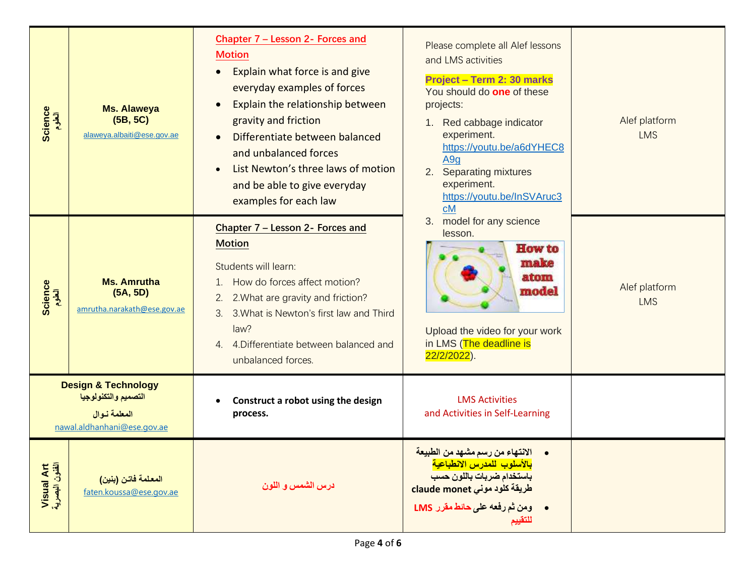| Subject | Teacher | Lesson / Learning Objectives | Assignments / Activities | Platform |
|---|---|---|---|---|
| Science العلوم | **Ms. Alaweya (5B, 5C)** alaweya.albaiti@ese.gov.ae | Chapter 7 – Lesson 2- Forces and Motion<br>• Explain what force is and give everyday examples of forces<br>• Explain the relationship between gravity and friction<br>• Differentiate between balanced and unbalanced forces<br>• List Newton's three laws of motion and be able to give everyday examples for each law | Please complete all Alef lessons and LMS activities<br>**Project – Term 2: 30 marks**<br>You should do **one** of these projects:<br>1. Red cabbage indicator experiment. https://youtu.be/a6dYHEC8A9g<br>2. Separating mixtures experiment. https://youtu.be/InSVAruc3cM<br>3. model for any science lesson.<br>How to make atom model<br>Upload the video for your work in LMS (The deadline is 22/2/2022). | Alef platform<br>LMS |
| Science العلوم | **Ms. Amrutha (5A, 5D)** amrutha.narakath@ese.gov.ae | Chapter 7 – Lesson 2- Forces and Motion<br>Students will learn:<br>1. How do forces affect motion?<br>2. 2.What are gravity and friction?<br>3. 3.What is Newton's first law and Third law?<br>4. 4.Differentiate between balanced and unbalanced forces. | | Alef platform<br>LMS |
| **Design & Technology** التصميم والتكنولوجيا | المعلمة نوال nawal.aldhanhani@ese.gov.ae | • **Construct a robot using the design process.** | LMS Activities and Activities in Self-Learning | |
| Visual Art الفنون البصرية | المعلمة فاتن (بنين) faten.koussa@ese.gov.ae | درس الشمس و اللون | • الانتهاء من رسم مشهد من الطبيعة بالأسلوب للمدرس الانطباعية باستخدام ضربات باللون حسب طريقة كلود موني claude monet<br>• ومن ثم رفعه على حائط مقرر LMS للتقييم | |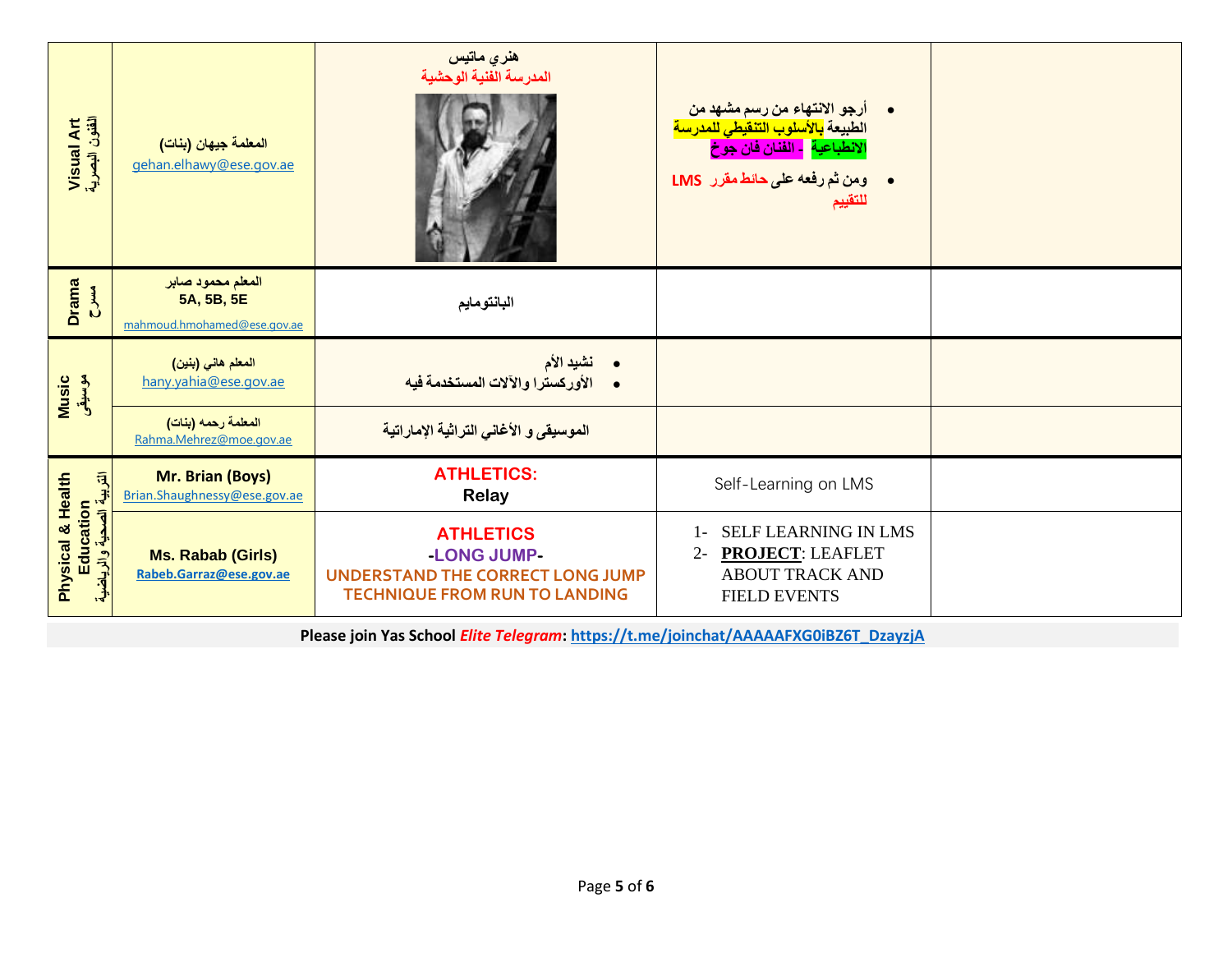| | | | | |
|---|---|---|---|---|
| Visual Art الفنون البصرية | المعلمة جيهان (بنات) gehan.elhawy@ese.gov.ae | هنري ماتيس المدرسة الفنية الوحشية | • أرجو الانتهاء من رسم مشهد من الطبيعة بالأسلوب التنقيطي للمدرسة الانطباعية - الفنان فان جوخ • ومن ثم رفعه على حائط مقرر LMS للتقييم | |
| Drama مسرح | المعلم محمود صابر **5A, 5B, 5E** mahmoud.hmohamed@ese.gov.ae | البانتومايم | | |
| Music موسيقى | المعلم هاني (بنين) hany.yahia@ese.gov.ae | • نشيد الأم • الأوركسترا والآلات المستخدمة فيه | | |
| | المعلمة رحمه (بنات) Rahma.Mehrez@moe.gov.ae | الموسيقى و الأغاني التراثية الإماراتية | | |
| Physical & Health Education التربية الصحية والرياضية | **Mr. Brian (Boys)** Brian.Shaughnessy@ese.gov.ae | **ATHLETICS:** **Relay** | Self-Learning on LMS | |
| | **Ms. Rabab (Girls)** **Rabeb.Garraz@ese.gov.ae** | **ATHLETICS** **-LONG JUMP-** **UNDERSTAND THE CORRECT LONG JUMP TECHNIQUE FROM RUN TO LANDING** | 1- SELF LEARNING IN LMS 2- **PROJECT**: LEAFLET ABOUT TRACK AND FIELD EVENTS | |

**Please join Yas School *Elite Telegram*: https://t.me/joinchat/AAAAAFXG0iBZ6T_DzayzjA**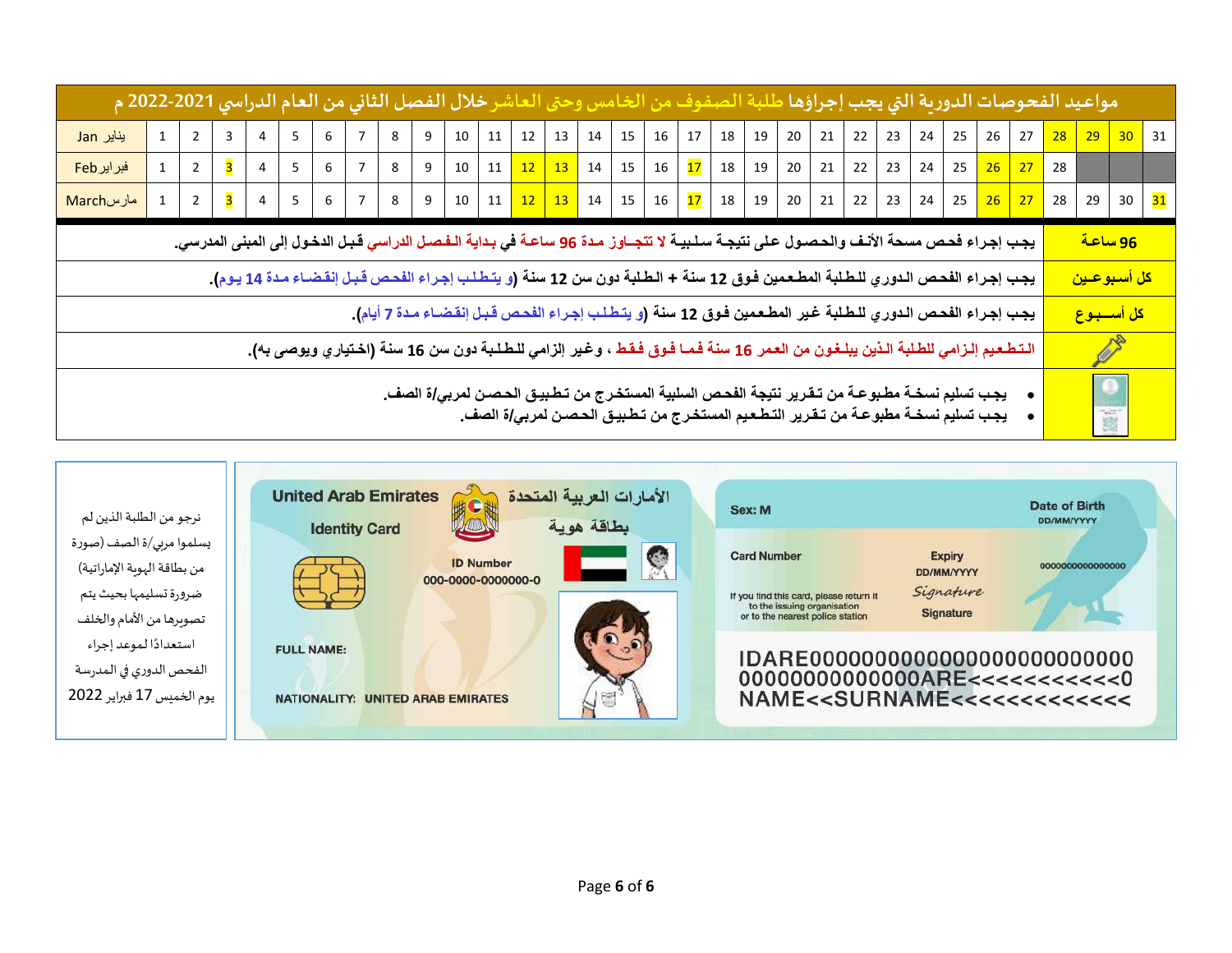## مواعيد الفحوصات الدورية التي يجب إجراؤها طلبة الصفوف من الخامس وحتى العاشر خلال الفصل الثاني من العام الدراسي 2021-2022 م

| | | | | | | | | | | | | | | | | | | | | | | | | | | | | | | | |
|---|---|---|---|---|---|---|---|---|---|---|---|---|---|---|---|---|---|---|---|---|---|---|---|---|---|---|---|---|---|---|---|
| يناير Jan | 1 | 2 | 3 | 4 | 5 | 6 | 7 | 8 | 9 | 10 | 11 | 12 | 13 | 14 | 15 | 16 | 17 | 18 | 19 | 20 | 21 | 22 | 23 | 24 | 25 | 26 | 27 | 28 | 29 | 30 | 31 |
| فبراير Feb | 1 | 2 | 3 | 4 | 5 | 6 | 7 | 8 | 9 | 10 | 11 | 12 | 13 | 14 | 15 | 16 | 17 | 18 | 19 | 20 | 21 | 22 | 23 | 24 | 25 | 26 | 27 | 28 | | | |
| مارس March | 1 | 2 | 3 | 4 | 5 | 6 | 7 | 8 | 9 | 10 | 11 | 12 | 13 | 14 | 15 | 16 | 17 | 18 | 19 | 20 | 21 | 22 | 23 | 24 | 25 | 26 | 27 | 28 | 29 | 30 | 31 |

| | |
|---|---|
| 96 ساعة | يجب إجراء فحص مسحة الأنف والحصول على نتيجة سلبية لا تتجاوز مدة 96 ساعة في بداية الفصل الدراسي قبل الدخول إلى المبنى المدرسي. |
| كل أسبوعين | يجب إجراء الفحص الدوري للطلبة المطعمين فوق 12 سنة + الطلبة دون سن 12 سنة (و يتطلب إجراء الفحص قبل إنقضاء مدة 14 يوم). |
| كل أسبوع | يجب إجراء الفحص الدوري للطلبة غير المطعمين فوق 12 سنة (و يتطلب إجراء الفحص قبل إنقضاء مدة 7 أيام). |
| | التطعيم إلزامي للطلبة الذين يبلغون من العمر 16 سنة فما فوق فقط ، وغير إلزامي للطلبة دون سن 16 سنة (اختياري ويوصى به). |
| | • يجب تسليم نسخة مطبوعة من تقرير نتيجة الفحص السلبية المستخرج من تطبيق الحصن لمربي/ة الصف.<br>• يجب تسليم نسخة مطبوعة من تقرير التطعيم المستخرج من تطبيق الحصن لمربي/ة الصف. |

نرجو من الطلبة الذين لم يسلموا مربي/ة الصف (صورة من بطاقة الهوية الإماراتية) ضرورة تسليمها بحيث يتم تصويرها من الأمام والخلف استعدادًا لموعد إجراء الفحص الدوري في المدرسة يوم الخميس 17 فبراير 2022

United Arab Emirates الأمارات العربية المتحدة
Identity Card بطاقة هوية
ID Number
000-0000-0000000-0
FULL NAME:
NATIONALITY: UNITED ARAB EMIRATES

Sex: M
Date of Birth
DD/MM/YYYY
Card Number
Expiry
DD/MM/YYYY
0000000000000000
If you find this card, please return it to the issuing organisation or to the nearest police station
Signature
Signature
IDARE0000000000000000000000000
00000000000000ARE<<<<<<<<<<<0
NAME<<SURNAME<<<<<<<<<<<<<